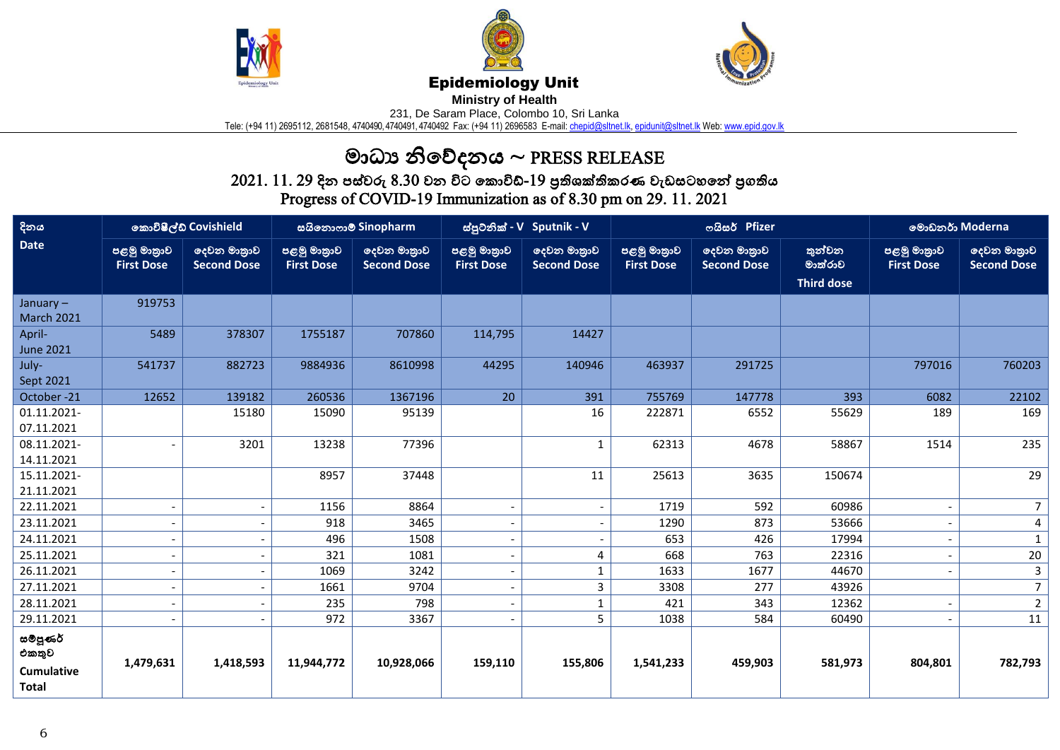**Epidemiology Unit**

**Ministry of Health**

231, De Saram Place, Colombo 10, Sri Lanka

Tele: (+94 11) 2695112, 2681548, 4740490, 4740491, 4740492 Fax: (+94 11) 2696583 E-mail: chepid@sltnet.lk, epidunit@sltnet.lk Web: www.epid.gov.lk

# මාධ්‍ය නිවේදනය ~ PRESS RELEASE

## 2021. 11. 29 දින පස්වරු 8.30 වන විට කොවිඩ්-19 ප්‍රතිශක්තිකරණ වැඩසටහනේ ප්‍රගතිය
## Progress of COVID-19 Immunization as of 8.30 pm on 29. 11. 2021

| දිනය Date | කොවිෂීල්ඩ් Covishield | | සයිනොෆාම් Sinopharm | | ස්පුට්නික් - V Sputnik - V | | ෆයිසර් Pfizer | | | මොඩනර් Moderna | |
|---|---|---|---|---|---|---|---|---|---|---|---|
| | පළමු මාත්‍රාව First Dose | දෙවන මාත්‍රාව Second Dose | පළමු මාත්‍රාව First Dose | දෙවන මාත්‍රාව Second Dose | පළමු මාත්‍රාව First Dose | දෙවන මාත්‍රාව Second Dose | පළමු මාත්‍රාව First Dose | දෙවන මාත්‍රාව Second Dose | තුන්වන මාත්‍රාව Third dose | පළමු මාත්‍රාව First Dose | දෙවන මාත්‍රාව Second Dose |
| January – March 2021 | 919753 | | | | | | | | | | |
| April-June 2021 | 5489 | 378307 | 1755187 | 707860 | 114,795 | 14427 | | | | | |
| July-Sept 2021 | 541737 | 882723 | 9884936 | 8610998 | 44295 | 140946 | 463937 | 291725 | | 797016 | 760203 |
| October -21 | 12652 | 139182 | 260536 | 1367196 | 20 | 391 | 755769 | 147778 | 393 | 6082 | 22102 |
| 01.11.2021-07.11.2021 | | 15180 | 15090 | 95139 | | 16 | 222871 | 6552 | 55629 | 189 | 169 |
| 08.11.2021-14.11.2021 | - | 3201 | 13238 | 77396 | | 1 | 62313 | 4678 | 58867 | 1514 | 235 |
| 15.11.2021-21.11.2021 | | | 8957 | 37448 | | 11 | 25613 | 3635 | 150674 | | 29 |
| 22.11.2021 | - | - | 1156 | 8864 | - | - | 1719 | 592 | 60986 | - | 7 |
| 23.11.2021 | - | - | 918 | 3465 | - | - | 1290 | 873 | 53666 | - | 4 |
| 24.11.2021 | - | - | 496 | 1508 | - | - | 653 | 426 | 17994 | - | 1 |
| 25.11.2021 | - | - | 321 | 1081 | - | 4 | 668 | 763 | 22316 | - | 20 |
| 26.11.2021 | - | - | 1069 | 3242 | - | 1 | 1633 | 1677 | 44670 | - | 3 |
| 27.11.2021 | - | - | 1661 | 9704 | - | 3 | 3308 | 277 | 43926 | | 7 |
| 28.11.2021 | - | - | 235 | 798 | - | 1 | 421 | 343 | 12362 | - | 2 |
| 29.11.2021 | - | - | 972 | 3367 | - | 5 | 1038 | 584 | 60490 | - | 11 |
| **සමුපුණර් එකතුව Cumulative Total** | **1,479,631** | **1,418,593** | **11,944,772** | **10,928,066** | **159,110** | **155,806** | **1,541,233** | **459,903** | **581,973** | **804,801** | **782,793** |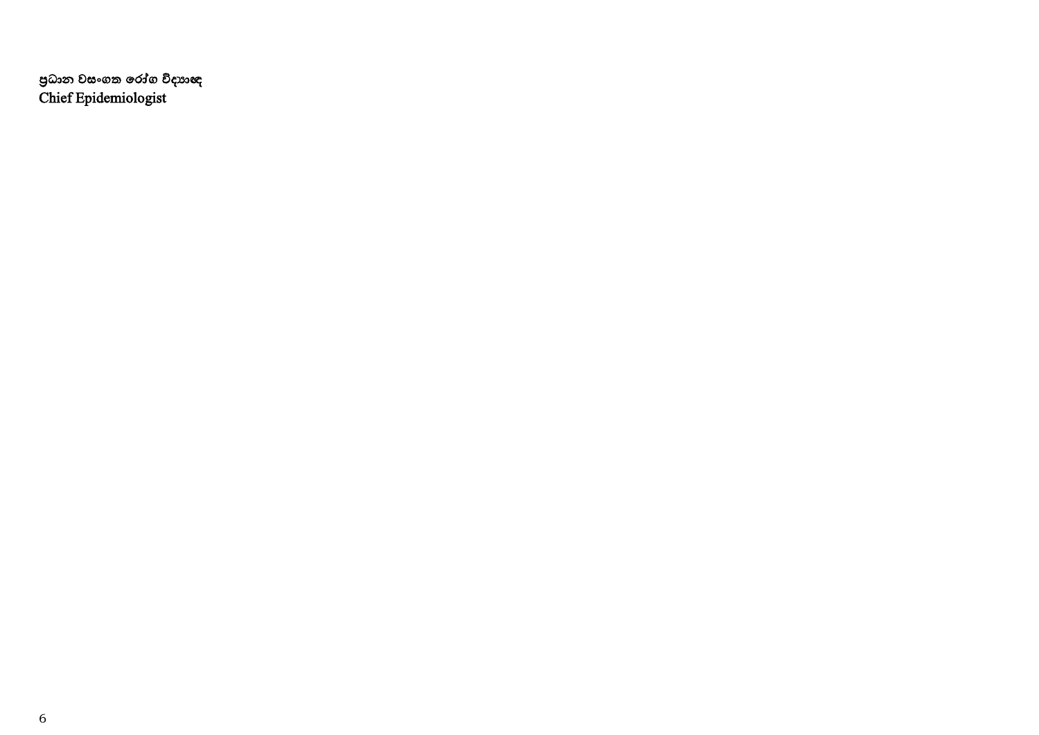ප්‍රධාන වසංගත රෝග විද්‍යාඥ
Chief Epidemiologist